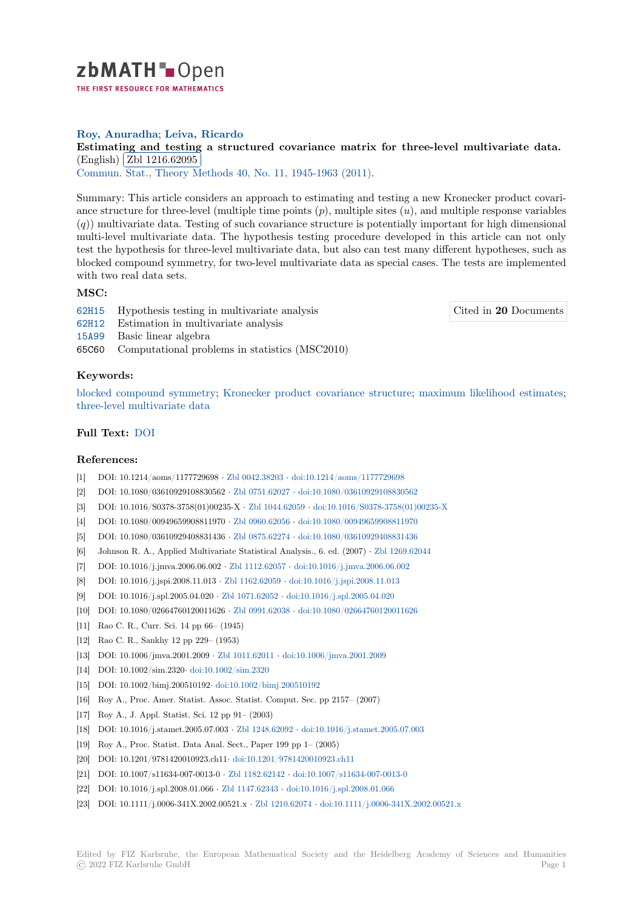zbMATH Open

THE FIRST RESOURCE FOR MATHEMATICS

**Roy, Anuradha**; **Leiva, Ricardo**

**Estimating and testing a structured covariance matrix for three-level multivariate data.** (English) Zbl 1216.62095

Commun. Stat., Theory Methods 40, No. 11, 1945-1963 (2011).

Summary: This article considers an approach to estimating and testing a new Kronecker product covariance structure for three-level (multiple time points ($p$), multiple sites ($u$), and multiple response variables ($q$)) multivariate data. Testing of such covariance structure is potentially important for high dimensional multi-level multivariate data. The hypothesis testing procedure developed in this article can not only test the hypothesis for three-level multivariate data, but also can test many different hypotheses, such as blocked compound symmetry, for two-level multivariate data as special cases. The tests are implemented with two real data sets.

### MSC:

- 62H15 Hypothesis testing in multivariate analysis
- 62H12 Estimation in multivariate analysis
- 15A99 Basic linear algebra
- 65C60 Computational problems in statistics (MSC2010)

Cited in **20** Documents

### Keywords:

blocked compound symmetry; Kronecker product covariance structure; maximum likelihood estimates; three-level multivariate data

### Full Text: DOI

### References:

[1] DOI: 10.1214/aoms/1177729698 · Zbl 0042.38203 · doi:10.1214/aoms/1177729698

[2] DOI: 10.1080/03610929108830562 · Zbl 0751.62027 · doi:10.1080/03610929108830562

[3] DOI: 10.1016/S0378-3758(01)00235-X · Zbl 1044.62059 · doi:10.1016/S0378-3758(01)00235-X

[4] DOI: 10.1080/00949659908811970 · Zbl 0960.62056 · doi:10.1080/00949659908811970

[5] DOI: 10.1080/03610929408831436 · Zbl 0875.62274 · doi:10.1080/03610929408831436

[6] Johnson R. A., Applied Multivariate Statistical Analysis., 6. ed. (2007) · Zbl 1269.62044

[7] DOI: 10.1016/j.jmva.2006.06.002 · Zbl 1112.62057 · doi:10.1016/j.jmva.2006.06.002

[8] DOI: 10.1016/j.jspi.2008.11.013 · Zbl 1162.62059 · doi:10.1016/j.jspi.2008.11.013

[9] DOI: 10.1016/j.spl.2005.04.020 · Zbl 1071.62052 · doi:10.1016/j.spl.2005.04.020

[10] DOI: 10.1080/02664760120011626 · Zbl 0991.62038 · doi:10.1080/02664760120011626

[11] Rao C. R., Curr. Sci. 14 pp 66– (1945)

[12] Rao C. R., Sankhy 12 pp 229– (1953)

[13] DOI: 10.1006/jmva.2001.2009 · Zbl 1011.62011 · doi:10.1006/jmva.2001.2009

[14] DOI: 10.1002/sim.2320· doi:10.1002/sim.2320

[15] DOI: 10.1002/bimj.200510192· doi:10.1002/bimj.200510192

[16] Roy A., Proc. Amer. Statist. Assoc. Statist. Comput. Sec. pp 2157– (2007)

[17] Roy A., J. Appl. Statist. Sci. 12 pp 91– (2003)

[18] DOI: 10.1016/j.stamet.2005.07.003 · Zbl 1248.62092 · doi:10.1016/j.stamet.2005.07.003

[19] Roy A., Proc. Statist. Data Anal. Sect., Paper 199 pp 1– (2005)

[20] DOI: 10.1201/9781420010923.ch11· doi:10.1201/9781420010923.ch11

[21] DOI: 10.1007/s11634-007-0013-0 · Zbl 1182.62142 · doi:10.1007/s11634-007-0013-0

[22] DOI: 10.1016/j.spl.2008.01.066 · Zbl 1147.62343 · doi:10.1016/j.spl.2008.01.066

[23] DOI: 10.1111/j.0006-341X.2002.00521.x · Zbl 1210.62074 · doi:10.1111/j.0006-341X.2002.00521.x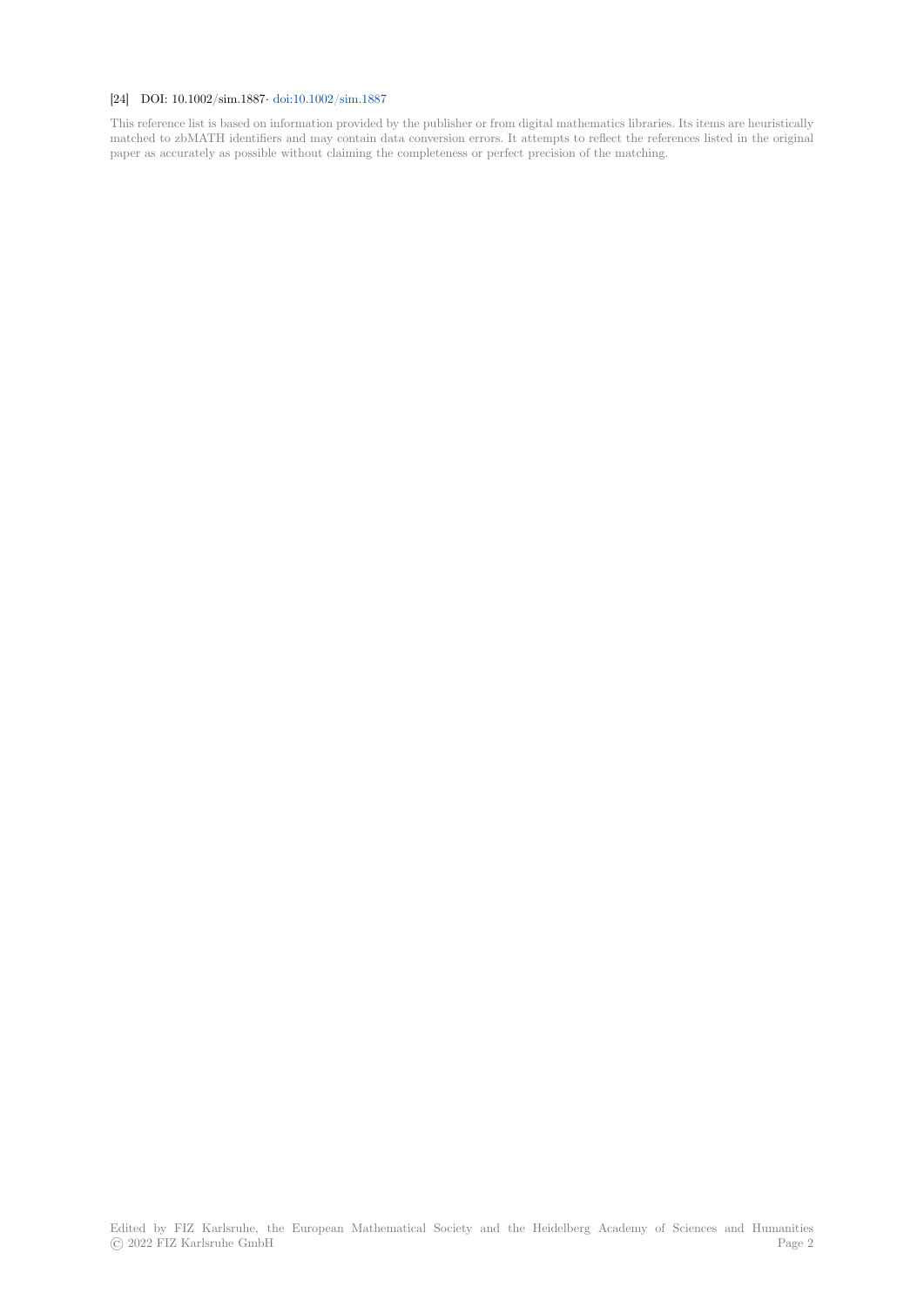[24] DOI: 10.1002/sim.1887· doi:10.1002/sim.1887

This reference list is based on information provided by the publisher or from digital mathematics libraries. Its items are heuristically matched to zbMATH identifiers and may contain data conversion errors. It attempts to reflect the references listed in the original paper as accurately as possible without claiming the completeness or perfect precision of the matching.